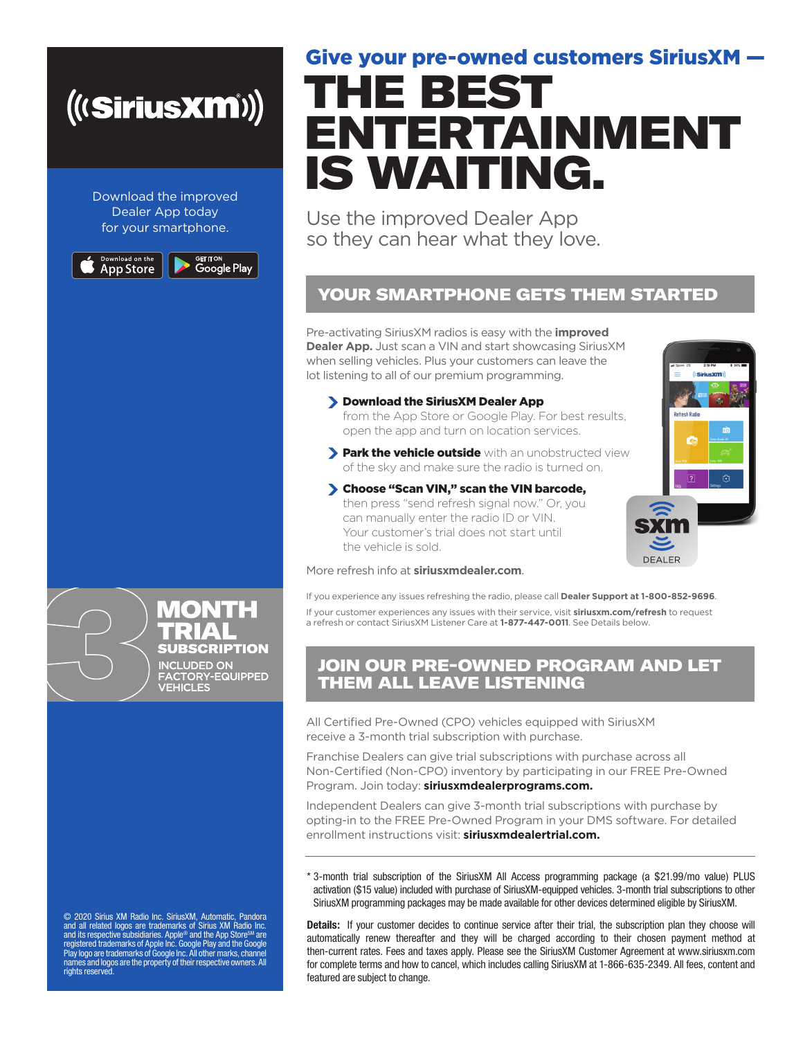# Give your pre-owned customers SiriusXM — THE BEST ENTERTAINMENT IS WAITING.

Use the improved Dealer App so they can hear what they love.

Download the improved Dealer App today for your smartphone.

Download on the App Store | GET IT ON Google Play

## YOUR SMARTPHONE GETS THEM STARTED

Pre-activating SiriusXM radios is easy with the **improved Dealer App.** Just scan a VIN and start showcasing SiriusXM when selling vehicles. Plus your customers can leave the lot listening to all of our premium programming.

- **Download the SiriusXM Dealer App** from the App Store or Google Play. For best results, open the app and turn on location services.
- **Park the vehicle outside** with an unobstructed view of the sky and make sure the radio is turned on.
- **Choose "Scan VIN," scan the VIN barcode,** then press "send refresh signal now." Or, you can manually enter the radio ID or VIN. Your customer's trial does not start until the vehicle is sold.

More refresh info at **siriusxmdealer.com**.

If you experience any issues refreshing the radio, please call **Dealer Support at 1-800-852-9696**.

If your customer experiences any issues with their service, visit **siriusxm.com/refresh** to request a refresh or contact SiriusXM Listener Care at **1-877-447-0011**. See Details below.

**3 MONTH TRIAL SUBSCRIPTION** INCLUDED ON FACTORY-EQUIPPED VEHICLES

## JOIN OUR PRE-OWNED PROGRAM AND LET THEM ALL LEAVE LISTENING

All Certified Pre-Owned (CPO) vehicles equipped with SiriusXM receive a 3-month trial subscription with purchase.

Franchise Dealers can give trial subscriptions with purchase across all Non-Certified (Non-CPO) inventory by participating in our FREE Pre-Owned Program. Join today: **siriusxmdealerprograms.com.**

Independent Dealers can give 3-month trial subscriptions with purchase by opting-in to the FREE Pre-Owned Program in your DMS software. For detailed enrollment instructions visit: **siriusxmdealertrial.com.**

* 3-month trial subscription of the SiriusXM All Access programming package (a $21.99/mo value) PLUS activation ($15 value) included with purchase of SiriusXM-equipped vehicles. 3-month trial subscriptions to other SiriusXM programming packages may be made available for other devices determined eligible by SiriusXM.

**Details:** If your customer decides to continue service after their trial, the subscription plan they choose will automatically renew thereafter and they will be charged according to their chosen payment method at then-current rates. Fees and taxes apply. Please see the SiriusXM Customer Agreement at www.siriusxm.com for complete terms and how to cancel, which includes calling SiriusXM at 1-866-635-2349. All fees, content and featured are subject to change.

© 2020 Sirius XM Radio Inc. SiriusXM, Automatic, Pandora and all related logos are trademarks of Sirius XM Radio Inc. and its respective subsidiaries. Apple® and the App Store℠ are registered trademarks of Apple Inc. Google Play and the Google Play logo are trademarks of Google Inc. All other marks, channel names and logos are the property of their respective owners. All rights reserved.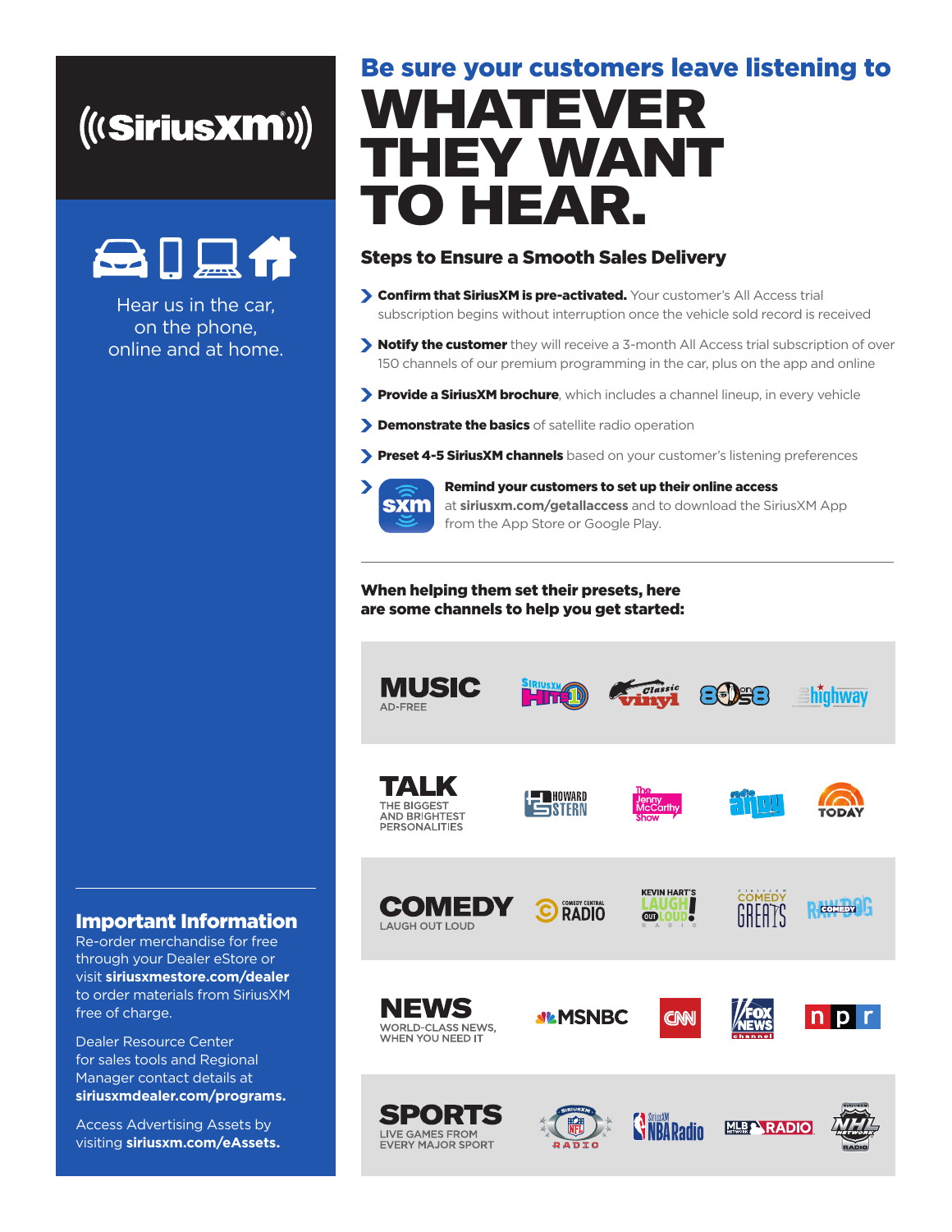((SiriusXM))

Hear us in the car, on the phone, online and at home.

## Be sure your customers leave listening to

# WHATEVER THEY WANT TO HEAR.

### Steps to Ensure a Smooth Sales Delivery

- **Confirm that SiriusXM is pre-activated.** Your customer's All Access trial subscription begins without interruption once the vehicle sold record is received
- **Notify the customer** they will receive a 3-month All Access trial subscription of over 150 channels of our premium programming in the car, plus on the app and online
- **Provide a SiriusXM brochure**, which includes a channel lineup, in every vehicle
- **Demonstrate the basics** of satellite radio operation
- **Preset 4-5 SiriusXM channels** based on your customer's listening preferences
- **Remind your customers to set up their online access** at **siriusxm.com/getallaccess** and to download the SiriusXM App from the App Store or Google Play.

**When helping them set their presets, here are some channels to help you get started:**

**MUSIC** AD-FREE

SiriusXM Hits 1, Classic Vinyl, 80s on 8, The Highway

**TALK** THE BIGGEST AND BRIGHTEST PERSONALITIES

Howard Stern, The Jenny McCarthy Show, Radio Andy, Today

**COMEDY** LAUGH OUT LOUD

Comedy Central Radio, Kevin Hart's Laugh Out Loud Radio, Comedy Greats, Raw Dog Comedy

**NEWS** WORLD-CLASS NEWS, WHEN YOU NEED IT

MSNBC, CNN, Fox News Channel, NPR

**SPORTS** LIVE GAMES FROM EVERY MAJOR SPORT

SiriusXM NFL Radio, SiriusXM NBA Radio, MLB Network Radio, SiriusXM NHL Network Radio

## Important Information

Re-order merchandise for free through your Dealer eStore or visit **siriusxmestore.com/dealer** to order materials from SiriusXM free of charge.

Dealer Resource Center for sales tools and Regional Manager contact details at **siriusxmdealer.com/programs.**

Access Advertising Assets by visiting **siriusxm.com/eAssets.**